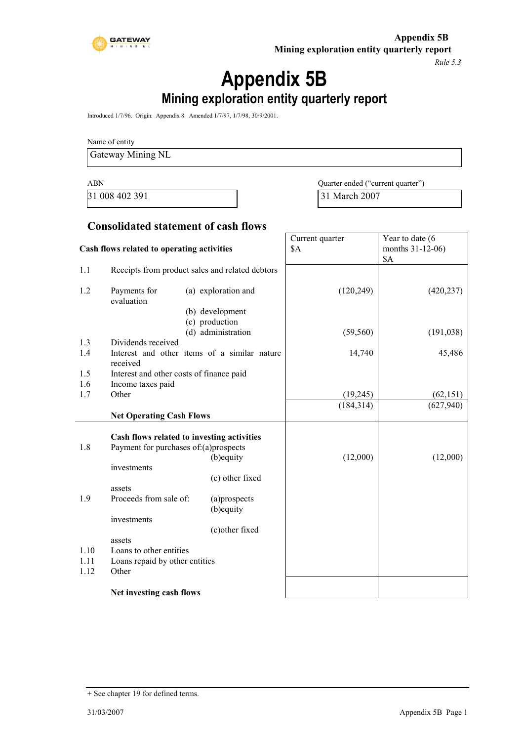**Appendix 5B**
**Mining exploration entity quarterly report**

*Rule 5.3*

# Appendix 5B

## Mining exploration entity quarterly report

Introduced 1/7/96. Origin: Appendix 8. Amended 1/7/97, 1/7/98, 30/9/2001.

Name of entity

| Gateway Mining NL |
|---|

| ABN | Quarter ended ("current quarter") |
|---|---|
| 31 008 402 391 | 31 March 2007 |

### Consolidated statement of cash flows

| | Cash flows related to operating activities | Current quarter $A | Year to date (6 months 31-12-06) $A |
|---|---|---|---|
| 1.1 | Receipts from product sales and related debtors | | |
| 1.2 | Payments for (a) exploration and evaluation | (120,249) | (420,237) |
| | (b) development | | |
| | (c) production | | |
| | (d) administration | (59,560) | (191,038) |
| 1.3 | Dividends received | | |
| 1.4 | Interest and other items of a similar nature received | 14,740 | 45,486 |
| 1.5 | Interest and other costs of finance paid | | |
| 1.6 | Income taxes paid | | |
| 1.7 | Other | (19,245) | (62,151) |
| | **Net Operating Cash Flows** | (184,314) | (627,940) |
| | **Cash flows related to investing activities** | | |
| 1.8 | Payment for purchases of: (a) prospects | | |
| | (b) equity investments | (12,000) | (12,000) |
| | (c) other fixed assets | | |
| 1.9 | Proceeds from sale of: (a) prospects | | |
| | (b) equity investments | | |
| | (c) other fixed assets | | |
| 1.10 | Loans to other entities | | |
| 1.11 | Loans repaid by other entities | | |
| 1.12 | Other | | |
| | **Net investing cash flows** | | |

+ See chapter 19 for defined terms.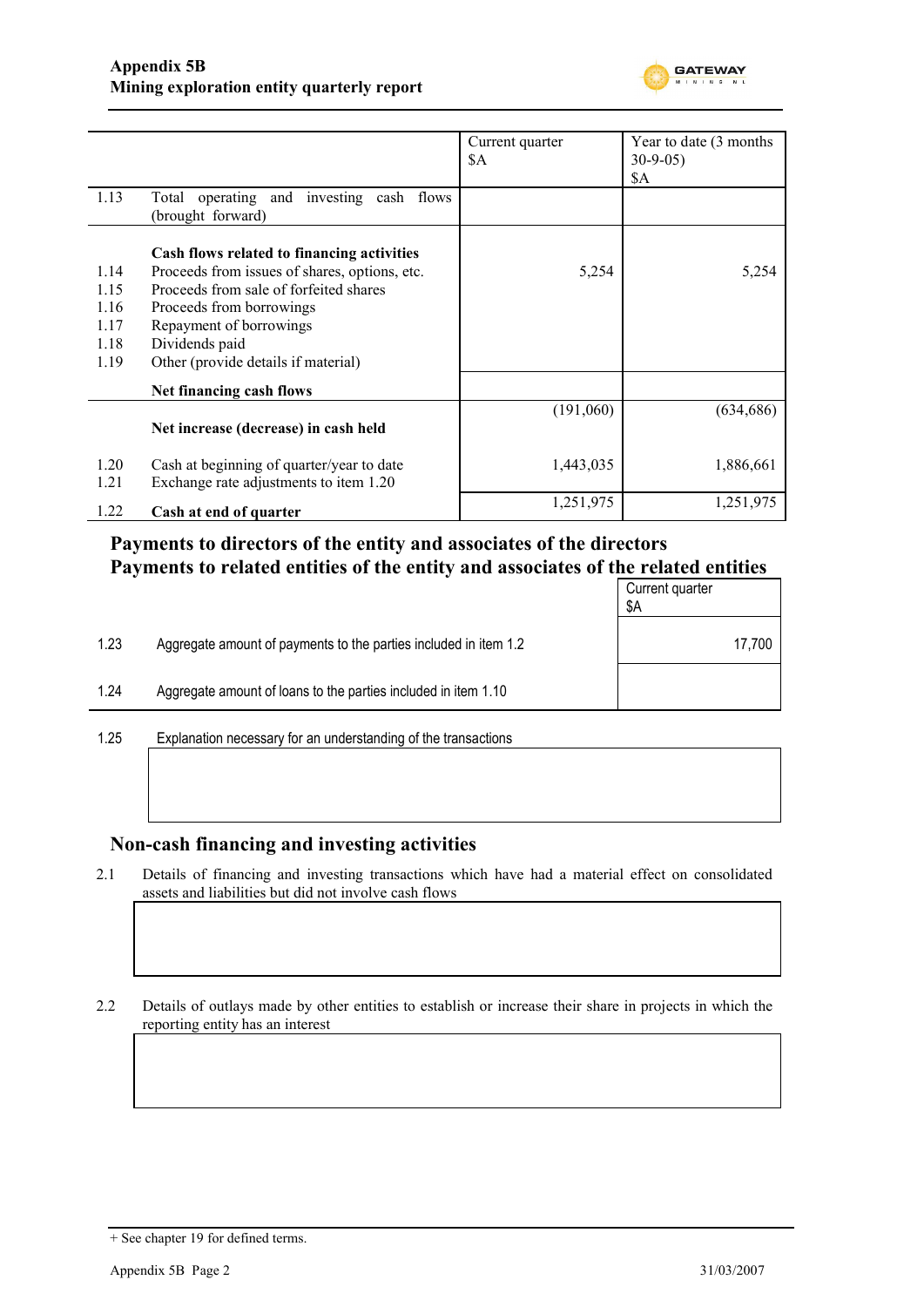| | | Current quarter $A | Year to date (3 months 30-9-05) $A |
|---|---|---|---|
| 1.13 | Total operating and investing cash flows (brought forward) | | |
| | **Cash flows related to financing activities** | | |
| 1.14 | Proceeds from issues of shares, options, etc. | 5,254 | 5,254 |
| 1.15 | Proceeds from sale of forfeited shares | | |
| 1.16 | Proceeds from borrowings | | |
| 1.17 | Repayment of borrowings | | |
| 1.18 | Dividends paid | | |
| 1.19 | Other (provide details if material) | | |
| | **Net financing cash flows** | | |
| | **Net increase (decrease) in cash held** | (191,060) | (634,686) |
| 1.20 | Cash at beginning of quarter/year to date | 1,443,035 | 1,886,661 |
| 1.21 | Exchange rate adjustments to item 1.20 | | |
| 1.22 | **Cash at end of quarter** | 1,251,975 | 1,251,975 |

## Payments to directors of the entity and associates of the directors
## Payments to related entities of the entity and associates of the related entities

| | | Current quarter $A |
|---|---|---|
| 1.23 | Aggregate amount of payments to the parties included in item 1.2 | 17,700 |
| 1.24 | Aggregate amount of loans to the parties included in item 1.10 | |

1.25 Explanation necessary for an understanding of the transactions

## Non-cash financing and investing activities

2.1 Details of financing and investing transactions which have had a material effect on consolidated assets and liabilities but did not involve cash flows

2.2 Details of outlays made by other entities to establish or increase their share in projects in which the reporting entity has an interest

+ See chapter 19 for defined terms.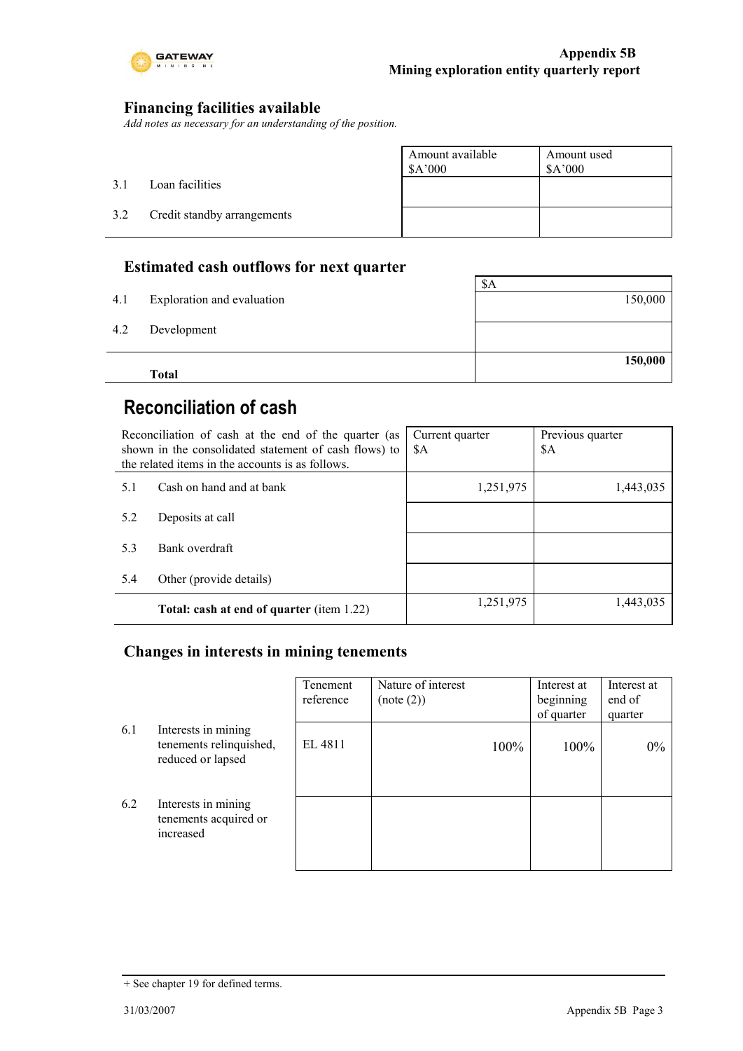## Financing facilities available

*Add notes as necessary for an understanding of the position.*

| | | Amount available $A'000 | Amount used $A'000 |
|---|---|---|---|
| 3.1 | Loan facilities | | |
| 3.2 | Credit standby arrangements | | |

## Estimated cash outflows for next quarter

| | | $A |
|---|---|---|
| 4.1 | Exploration and evaluation | 150,000 |
| 4.2 | Development | |
| | **Total** | **150,000** |

## Reconciliation of cash

| Reconciliation of cash at the end of the quarter (as shown in the consolidated statement of cash flows) to the related items in the accounts is as follows. | | Current quarter $A | Previous quarter $A |
|---|---|---|---|
| 5.1 | Cash on hand and at bank | 1,251,975 | 1,443,035 |
| 5.2 | Deposits at call | | |
| 5.3 | Bank overdraft | | |
| 5.4 | Other (provide details) | | |
| | **Total: cash at end of quarter** (item 1.22) | 1,251,975 | 1,443,035 |

## Changes in interests in mining tenements

| | | Tenement reference | Nature of interest (note (2)) | Interest at beginning of quarter | Interest at end of quarter |
|---|---|---|---|---|---|
| 6.1 | Interests in mining tenements relinquished, reduced or lapsed | EL 4811 | 100% | 100% | 0% |
| 6.2 | Interests in mining tenements acquired or increased | | | | |

+ See chapter 19 for defined terms.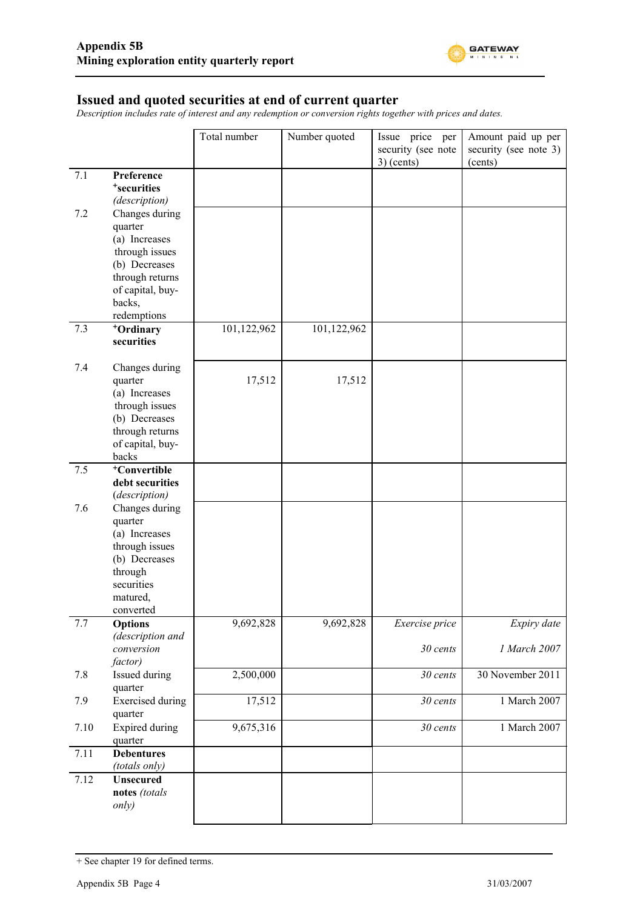## Issued and quoted securities at end of current quarter

*Description includes rate of interest and any redemption or conversion rights together with prices and dates.*

| | | Total number | Number quoted | Issue price per security (see note 3) (cents) | Amount paid up per security (see note 3) (cents) |
|---|---|---|---|---|---|
| 7.1 | **Preference +securities** *(description)* | | | | |
| 7.2 | Changes during quarter (a) Increases through issues (b) Decreases through returns of capital, buy-backs, redemptions | | | | |
| 7.3 | **+Ordinary securities** | 101,122,962 | 101,122,962 | | |
| 7.4 | Changes during quarter (a) Increases through issues (b) Decreases through returns of capital, buy-backs | 17,512 | 17,512 | | |
| 7.5 | **+Convertible debt securities** *(description)* | | | | |
| 7.6 | Changes during quarter (a) Increases through issues (b) Decreases through securities matured, converted | | | | |
| 7.7 | **Options** *(description and conversion factor)* | 9,692,828 | 9,692,828 | *Exercise price* *30 cents* | *Expiry date* *1 March 2007* |
| 7.8 | Issued during quarter | 2,500,000 | | *30 cents* | 30 November 2011 |
| 7.9 | Exercised during quarter | 17,512 | | *30 cents* | 1 March 2007 |
| 7.10 | Expired during quarter | 9,675,316 | | *30 cents* | 1 March 2007 |
| 7.11 | **Debentures** *(totals only)* | | | | |
| 7.12 | **Unsecured notes** *(totals only)* | | | | |

+ See chapter 19 for defined terms.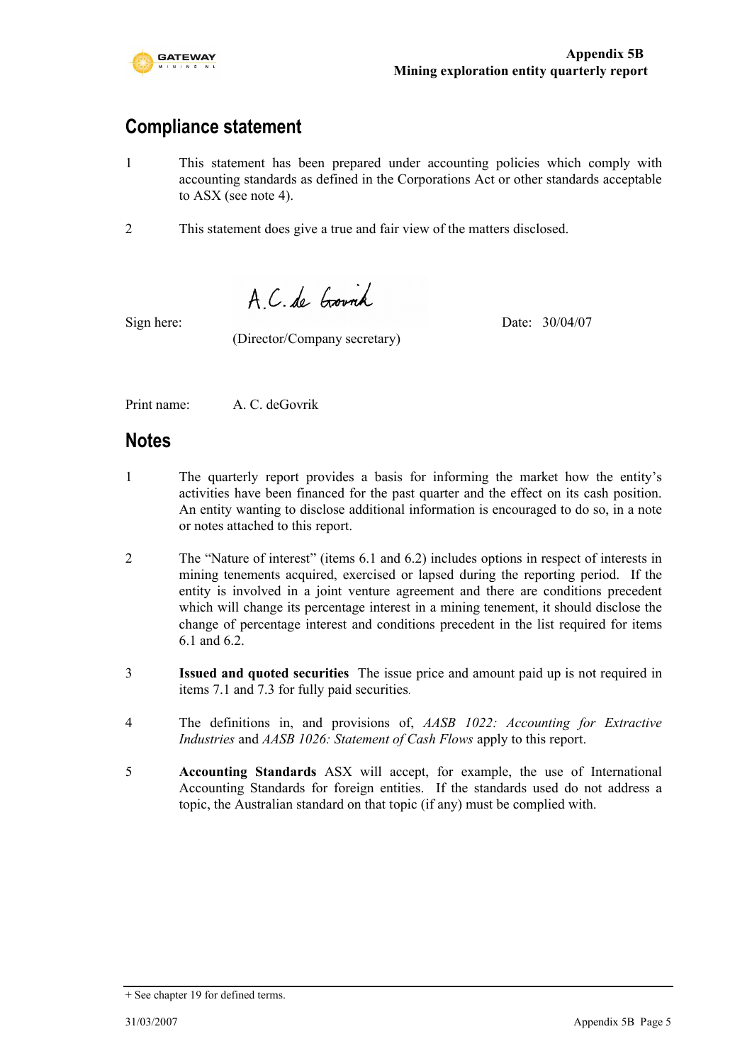## Compliance statement

1 This statement has been prepared under accounting policies which comply with accounting standards as defined in the Corporations Act or other standards acceptable to ASX (see note 4).

2 This statement does give a true and fair view of the matters disclosed.

Sign here: A.C. de Govrik (Director/Company secretary) Date: 30/04/07

Print name: A. C. deGovrik

## Notes

1 The quarterly report provides a basis for informing the market how the entity's activities have been financed for the past quarter and the effect on its cash position. An entity wanting to disclose additional information is encouraged to do so, in a note or notes attached to this report.

2 The "Nature of interest" (items 6.1 and 6.2) includes options in respect of interests in mining tenements acquired, exercised or lapsed during the reporting period. If the entity is involved in a joint venture agreement and there are conditions precedent which will change its percentage interest in a mining tenement, it should disclose the change of percentage interest and conditions precedent in the list required for items 6.1 and 6.2.

3 **Issued and quoted securities** The issue price and amount paid up is not required in items 7.1 and 7.3 for fully paid securities.

4 The definitions in, and provisions of, *AASB 1022: Accounting for Extractive Industries* and *AASB 1026: Statement of Cash Flows* apply to this report.

5 **Accounting Standards** ASX will accept, for example, the use of International Accounting Standards for foreign entities. If the standards used do not address a topic, the Australian standard on that topic (if any) must be complied with.

+ See chapter 19 for defined terms.